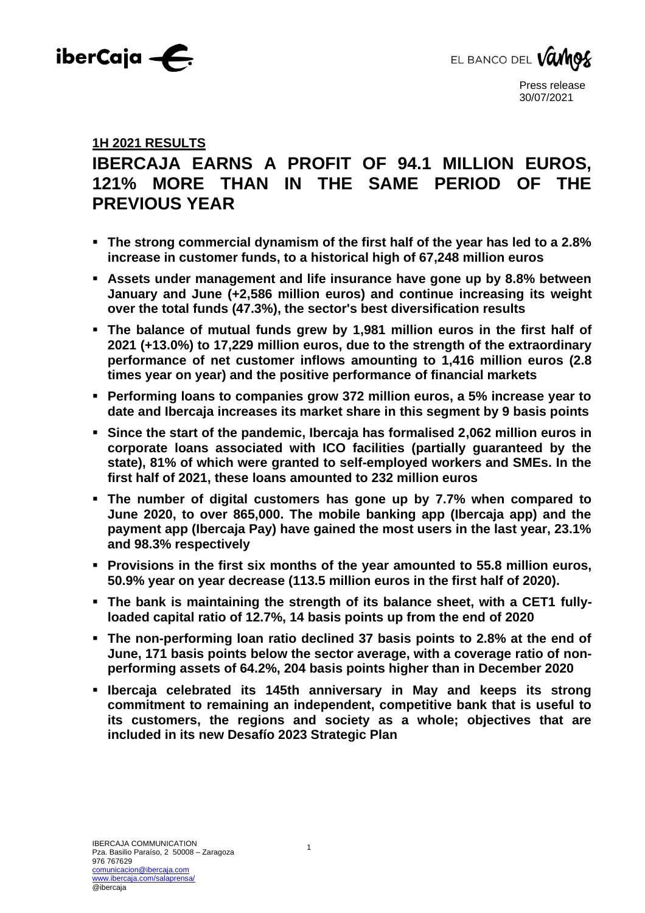Press release
30/07/2021

**1H 2021 RESULTS**

# IBERCAJA EARNS A PROFIT OF 94.1 MILLION EUROS, 121% MORE THAN IN THE SAME PERIOD OF THE PREVIOUS YEAR

- **The strong commercial dynamism of the first half of the year has led to a 2.8% increase in customer funds, to a historical high of 67,248 million euros**
- **Assets under management and life insurance have gone up by 8.8% between January and June (+2,586 million euros) and continue increasing its weight over the total funds (47.3%), the sector's best diversification results**
- **The balance of mutual funds grew by 1,981 million euros in the first half of 2021 (+13.0%) to 17,229 million euros, due to the strength of the extraordinary performance of net customer inflows amounting to 1,416 million euros (2.8 times year on year) and the positive performance of financial markets**
- **Performing loans to companies grow 372 million euros, a 5% increase year to date and Ibercaja increases its market share in this segment by 9 basis points**
- **Since the start of the pandemic, Ibercaja has formalised 2,062 million euros in corporate loans associated with ICO facilities (partially guaranteed by the state), 81% of which were granted to self-employed workers and SMEs. In the first half of 2021, these loans amounted to 232 million euros**
- **The number of digital customers has gone up by 7.7% when compared to June 2020, to over 865,000. The mobile banking app (Ibercaja app) and the payment app (Ibercaja Pay) have gained the most users in the last year, 23.1% and 98.3% respectively**
- **Provisions in the first six months of the year amounted to 55.8 million euros, 50.9% year on year decrease (113.5 million euros in the first half of 2020).**
- **The bank is maintaining the strength of its balance sheet, with a CET1 fully-loaded capital ratio of 12.7%, 14 basis points up from the end of 2020**
- **The non-performing loan ratio declined 37 basis points to 2.8% at the end of June, 171 basis points below the sector average, with a coverage ratio of non-performing assets of 64.2%, 204 basis points higher than in December 2020**
- **Ibercaja celebrated its 145th anniversary in May and keeps its strong commitment to remaining an independent, competitive bank that is useful to its customers, the regions and society as a whole; objectives that are included in its new Desafío 2023 Strategic Plan**

IBERCAJA COMMUNICATION
Pza. Basilio Paraíso, 2 50008 – Zaragoza
976 767629
comunicacion@ibercaja.com
www.ibercaja.com/salaprensa/
@ibercaja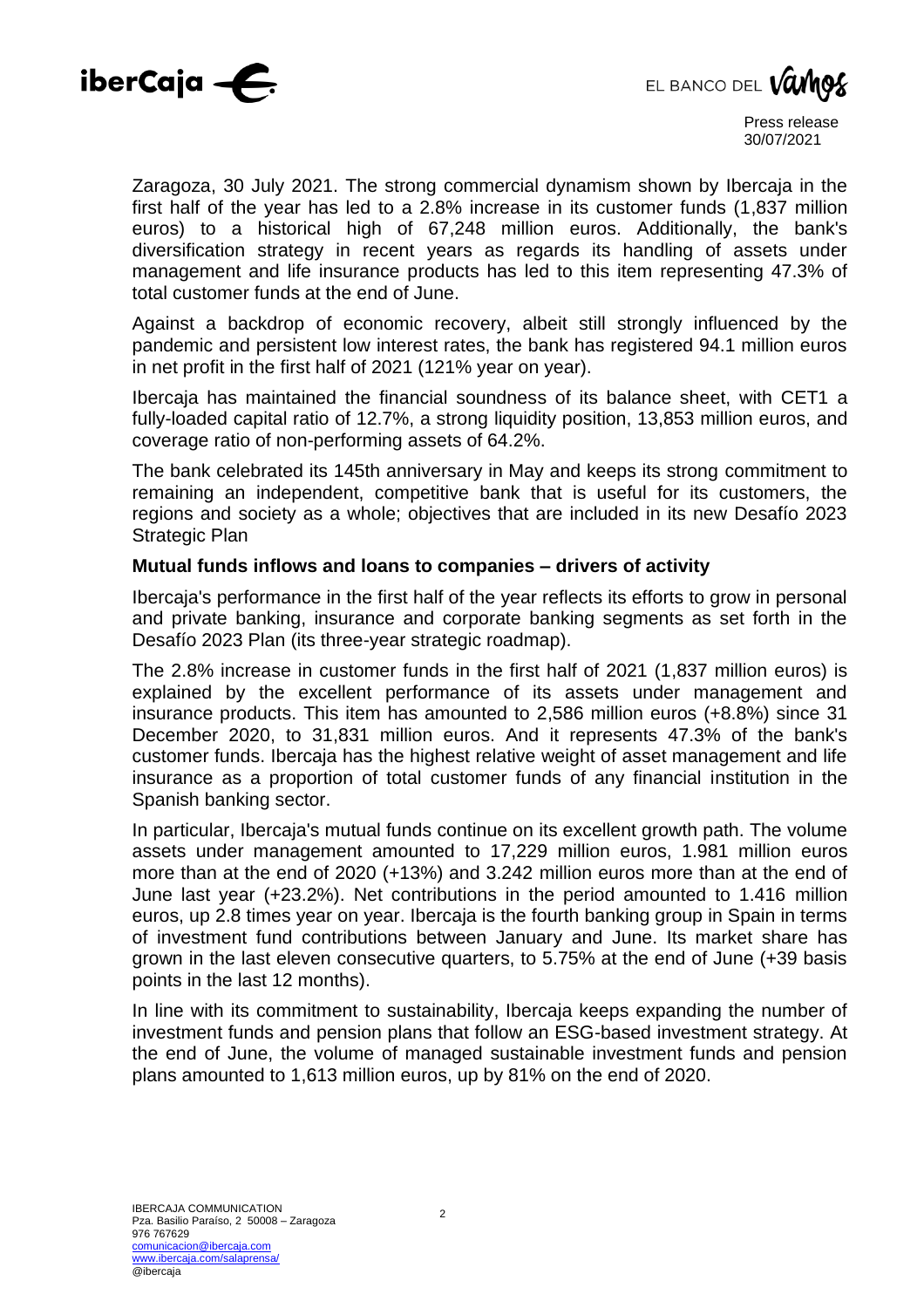Zaragoza, 30 July 2021. The strong commercial dynamism shown by Ibercaja in the first half of the year has led to a 2.8% increase in its customer funds (1,837 million euros) to a historical high of 67,248 million euros. Additionally, the bank's diversification strategy in recent years as regards its handling of assets under management and life insurance products has led to this item representing 47.3% of total customer funds at the end of June.

Against a backdrop of economic recovery, albeit still strongly influenced by the pandemic and persistent low interest rates, the bank has registered 94.1 million euros in net profit in the first half of 2021 (121% year on year).

Ibercaja has maintained the financial soundness of its balance sheet, with CET1 a fully-loaded capital ratio of 12.7%, a strong liquidity position, 13,853 million euros, and coverage ratio of non-performing assets of 64.2%.

The bank celebrated its 145th anniversary in May and keeps its strong commitment to remaining an independent, competitive bank that is useful for its customers, the regions and society as a whole; objectives that are included in its new Desafío 2023 Strategic Plan

**Mutual funds inflows and loans to companies – drivers of activity**

Ibercaja's performance in the first half of the year reflects its efforts to grow in personal and private banking, insurance and corporate banking segments as set forth in the Desafío 2023 Plan (its three-year strategic roadmap).

The 2.8% increase in customer funds in the first half of 2021 (1,837 million euros) is explained by the excellent performance of its assets under management and insurance products. This item has amounted to 2,586 million euros (+8.8%) since 31 December 2020, to 31,831 million euros. And it represents 47.3% of the bank's customer funds. Ibercaja has the highest relative weight of asset management and life insurance as a proportion of total customer funds of any financial institution in the Spanish banking sector.

In particular, Ibercaja's mutual funds continue on its excellent growth path. The volume assets under management amounted to 17,229 million euros, 1.981 million euros more than at the end of 2020 (+13%) and 3.242 million euros more than at the end of June last year (+23.2%). Net contributions in the period amounted to 1.416 million euros, up 2.8 times year on year. Ibercaja is the fourth banking group in Spain in terms of investment fund contributions between January and June. Its market share has grown in the last eleven consecutive quarters, to 5.75% at the end of June (+39 basis points in the last 12 months).

In line with its commitment to sustainability, Ibercaja keeps expanding the number of investment funds and pension plans that follow an ESG-based investment strategy. At the end of June, the volume of managed sustainable investment funds and pension plans amounted to 1,613 million euros, up by 81% on the end of 2020.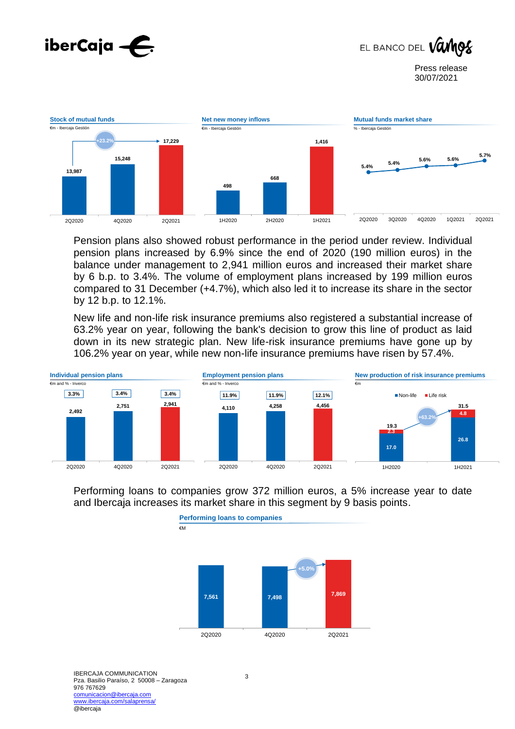**Stock of mutual funds**

€m - Ibercaja Gestión

| 2Q2020 | 4Q2020 | 2Q2021 |
|---|---|---|
| 13,987 | 15,248 | 17,229 |

+23.2%

**Net new money inflows**

€m - Ibercaja Gestión

| 1H2020 | 2H2020 | 1H2021 |
|---|---|---|
| 498 | 668 | 1,416 |

**Mutual funds market share**

% - Ibercaja Gestión

| 2Q2020 | 3Q2020 | 4Q2020 | 1Q2021 | 2Q2021 |
|---|---|---|---|---|
| 5.4% | 5.4% | 5.6% | 5.6% | 5.7% |

Pension plans also showed robust performance in the period under review. Individual pension plans increased by 6.9% since the end of 2020 (190 million euros) in the balance under management to 2,941 million euros and increased their market share by 6 b.p. to 3.4%. The volume of employment plans increased by 199 million euros compared to 31 December (+4.7%), which also led it to increase its share in the sector by 12 b.p. to 12.1%.

New life and non-life risk insurance premiums also registered a substantial increase of 63.2% year on year, following the bank's decision to grow this line of product as laid down in its new strategic plan. New life-risk insurance premiums have gone up by 106.2% year on year, while new non-life insurance premiums have risen by 57.4%.

**Individual pension plans**

€m and % - Inverco

| | 2Q2020 | 4Q2020 | 2Q2021 |
|---|---|---|---|
| €m | 2,492 | 2,751 | 2,941 |
| % | 3.3% | 3.4% | 3.4% |

**Employment pension plans**

€m and % - Inverco

| | 2Q2020 | 4Q2020 | 2Q2021 |
|---|---|---|---|
| €m | 4,110 | 4,258 | 4,456 |
| % | 11.9% | 11.9% | 12.1% |

**New production of risk insurance premiums**

€m

| | 1H2020 | 1H2021 |
|---|---|---|
| Non-life | 17.0 | 26.8 |
| Life risk | 2.3 | 4.8 |
| Total | 19.3 | 31.5 |

+63.2%

Performing loans to companies grow 372 million euros, a 5% increase year to date and Ibercaja increases its market share in this segment by 9 basis points.

**Performing loans to companies**

€M

| 2Q2020 | 4Q2020 | 2Q2021 |
|---|---|---|
| 7,561 | 7,498 | 7,869 |

+5.0%

IBERCAJA COMMUNICATION
Pza. Basilio Paraíso, 2 50008 – Zaragoza
976 767629
comunicacion@ibercaja.com
www.ibercaja.com/salaprensa/
@ibercaja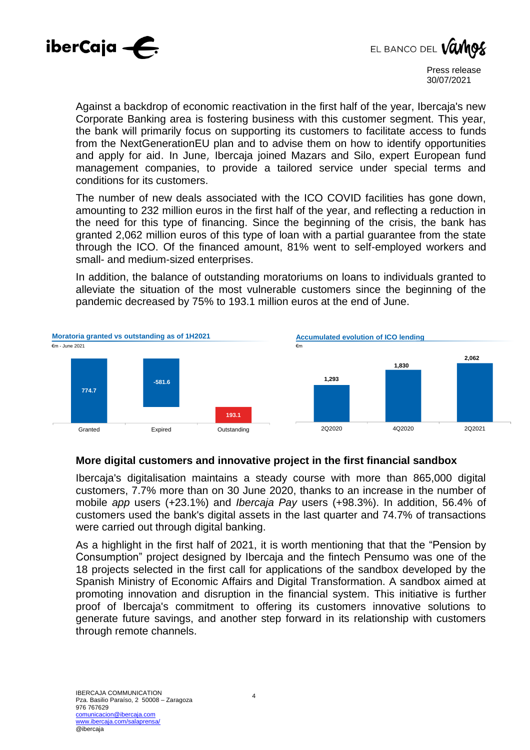Against a backdrop of economic reactivation in the first half of the year, Ibercaja's new Corporate Banking area is fostering business with this customer segment. This year, the bank will primarily focus on supporting its customers to facilitate access to funds from the NextGenerationEU plan and to advise them on how to identify opportunities and apply for aid. In June, Ibercaja joined Mazars and Silo, expert European fund management companies, to provide a tailored service under special terms and conditions for its customers.

The number of new deals associated with the ICO COVID facilities has gone down, amounting to 232 million euros in the first half of the year, and reflecting a reduction in the need for this type of financing. Since the beginning of the crisis, the bank has granted 2,062 million euros of this type of loan with a partial guarantee from the state through the ICO. Of the financed amount, 81% went to self-employed workers and small- and medium-sized enterprises.

In addition, the balance of outstanding moratoriums on loans to individuals granted to alleviate the situation of the most vulnerable customers since the beginning of the pandemic decreased by 75% to 193.1 million euros at the end of June.

**Moratoria granted vs outstanding as of 1H2021**

€m - June 2021

| Granted | Expired | Outstanding |
|---|---|---|
| 774.7 | -581.6 | 193.1 |

**Accumulated evolution of ICO lending**

€m

| 2Q2020 | 4Q2020 | 2Q2021 |
|---|---|---|
| 1,293 | 1,830 | 2,062 |

## More digital customers and innovative project in the first financial sandbox

Ibercaja's digitalisation maintains a steady course with more than 865,000 digital customers, 7.7% more than on 30 June 2020, thanks to an increase in the number of mobile *app* users (+23.1%) and *Ibercaja Pay* users (+98.3%). In addition, 56.4% of customers used the bank's digital assets in the last quarter and 74.7% of transactions were carried out through digital banking.

As a highlight in the first half of 2021, it is worth mentioning that that the "Pension by Consumption" project designed by Ibercaja and the fintech Pensumo was one of the 18 projects selected in the first call for applications of the sandbox developed by the Spanish Ministry of Economic Affairs and Digital Transformation. A sandbox aimed at promoting innovation and disruption in the financial system. This initiative is further proof of Ibercaja's commitment to offering its customers innovative solutions to generate future savings, and another step forward in its relationship with customers through remote channels.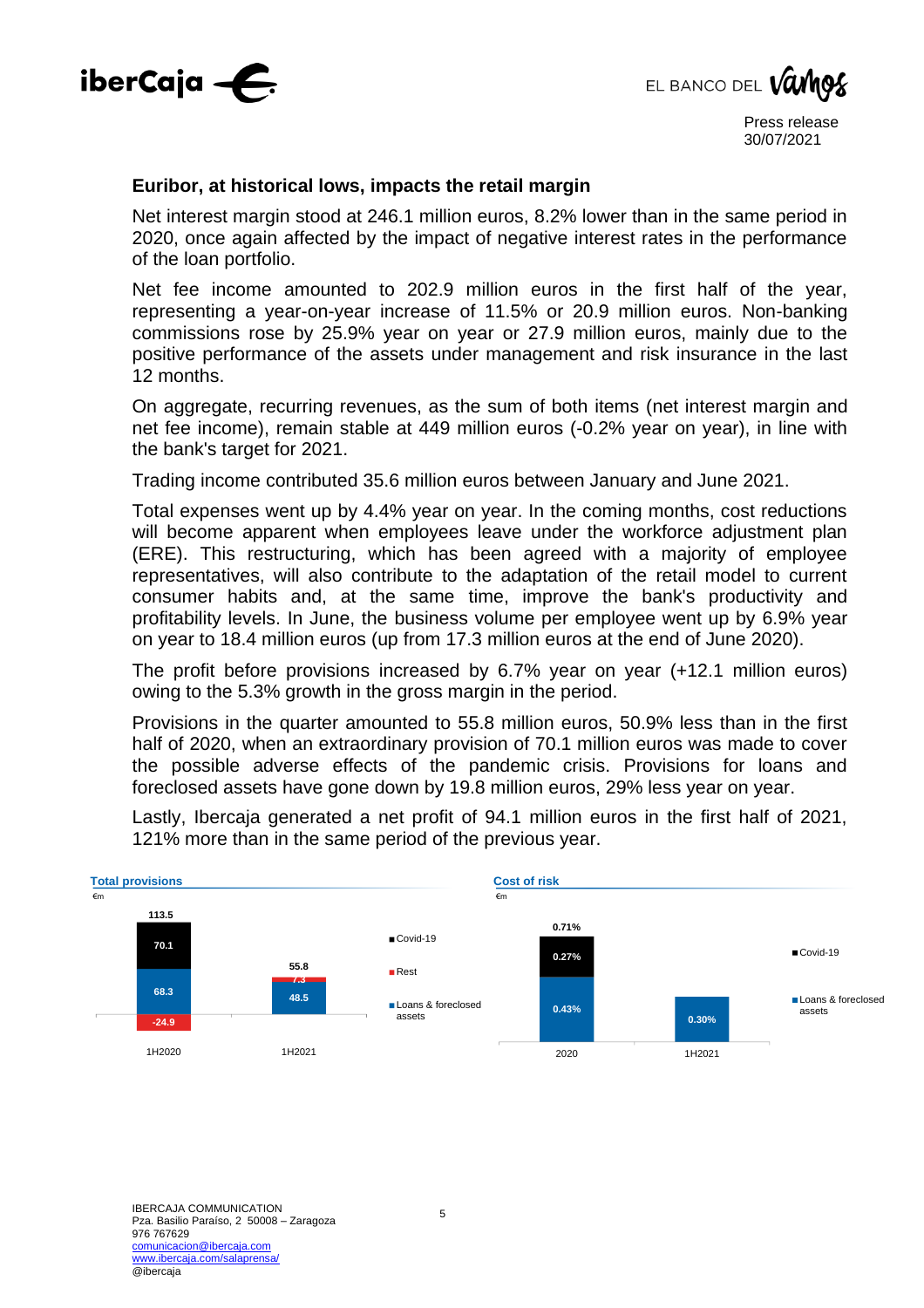## Euribor, at historical lows, impacts the retail margin

Net interest margin stood at 246.1 million euros, 8.2% lower than in the same period in 2020, once again affected by the impact of negative interest rates in the performance of the loan portfolio.

Net fee income amounted to 202.9 million euros in the first half of the year, representing a year-on-year increase of 11.5% or 20.9 million euros. Non-banking commissions rose by 25.9% year on year or 27.9 million euros, mainly due to the positive performance of the assets under management and risk insurance in the last 12 months.

On aggregate, recurring revenues, as the sum of both items (net interest margin and net fee income), remain stable at 449 million euros (-0.2% year on year), in line with the bank's target for 2021.

Trading income contributed 35.6 million euros between January and June 2021.

Total expenses went up by 4.4% year on year. In the coming months, cost reductions will become apparent when employees leave under the workforce adjustment plan (ERE). This restructuring, which has been agreed with a majority of employee representatives, will also contribute to the adaptation of the retail model to current consumer habits and, at the same time, improve the bank's productivity and profitability levels. In June, the business volume per employee went up by 6.9% year on year to 18.4 million euros (up from 17.3 million euros at the end of June 2020).

The profit before provisions increased by 6.7% year on year (+12.1 million euros) owing to the 5.3% growth in the gross margin in the period.

Provisions in the quarter amounted to 55.8 million euros, 50.9% less than in the first half of 2020, when an extraordinary provision of 70.1 million euros was made to cover the possible adverse effects of the pandemic crisis. Provisions for loans and foreclosed assets have gone down by 19.8 million euros, 29% less year on year.

Lastly, Ibercaja generated a net profit of 94.1 million euros in the first half of 2021, 121% more than in the same period of the previous year.

**Total provisions**

€m

| | 1H2020 | 1H2021 |
|---|---|---|
| Covid-19 | 70.1 | |
| Rest | -24.9 | 7.3 |
| Loans & foreclosed assets | 68.3 | 48.5 |
| **Total** | **113.5** | **55.8** |

**Cost of risk**

€m

| | 2020 | 1H2021 |
|---|---|---|
| Covid-19 | 0.27% | |
| Loans & foreclosed assets | 0.43% | 0.30% |
| **Total** | **0.71%** | |

IBERCAJA COMMUNICATION
Pza. Basilio Paraíso, 2 50008 – Zaragoza
976 767629
comunicacion@ibercaja.com
www.ibercaja.com/salaprensa/
@ibercaja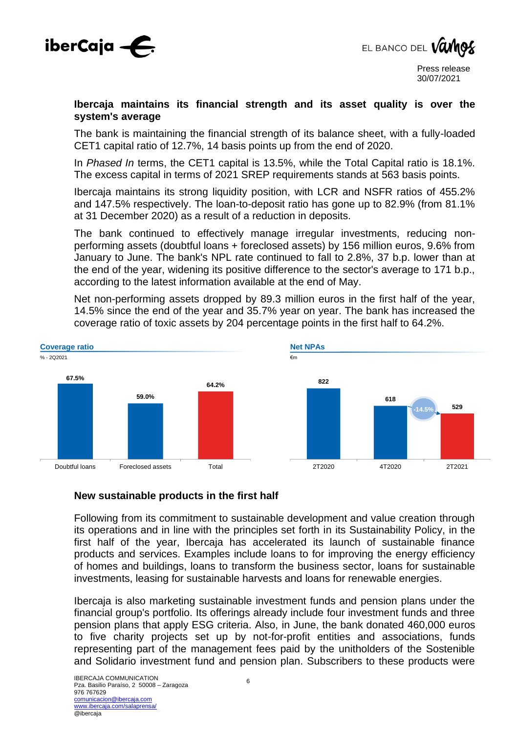## Ibercaja maintains its financial strength and its asset quality is over the system's average

The bank is maintaining the financial strength of its balance sheet, with a fully-loaded CET1 capital ratio of 12.7%, 14 basis points up from the end of 2020.

In *Phased In* terms, the CET1 capital is 13.5%, while the Total Capital ratio is 18.1%. The excess capital in terms of 2021 SREP requirements stands at 563 basis points.

Ibercaja maintains its strong liquidity position, with LCR and NSFR ratios of 455.2% and 147.5% respectively. The loan-to-deposit ratio has gone up to 82.9% (from 81.1% at 31 December 2020) as a result of a reduction in deposits.

The bank continued to effectively manage irregular investments, reducing non-performing assets (doubtful loans + foreclosed assets) by 156 million euros, 9.6% from January to June. The bank's NPL rate continued to fall to 2.8%, 37 b.p. lower than at the end of the year, widening its positive difference to the sector's average to 171 b.p., according to the latest information available at the end of May.

Net non-performing assets dropped by 89.3 million euros in the first half of the year, 14.5% since the end of the year and 35.7% year on year. The bank has increased the coverage ratio of toxic assets by 204 percentage points in the first half to 64.2%.

**Coverage ratio**

% - 2Q2021

| Doubtful loans | Foreclosed assets | Total |
|---|---|---|
| 67.5% | 59.0% | 64.2% |

**Net NPAs**

€m

| 2T2020 | 4T2020 | 2T2021 |
|---|---|---|
| 822 | 618 | 529 |

-14.5%

## New sustainable products in the first half

Following from its commitment to sustainable development and value creation through its operations and in line with the principles set forth in its Sustainability Policy, in the first half of the year, Ibercaja has accelerated its launch of sustainable finance products and services. Examples include loans to for improving the energy efficiency of homes and buildings, loans to transform the business sector, loans for sustainable investments, leasing for sustainable harvests and loans for renewable energies.

Ibercaja is also marketing sustainable investment funds and pension plans under the financial group's portfolio. Its offerings already include four investment funds and three pension plans that apply ESG criteria. Also, in June, the bank donated 460,000 euros to five charity projects set up by not-for-profit entities and associations, funds representing part of the management fees paid by the unitholders of the Sostenible and Solidario investment fund and pension plan. Subscribers to these products were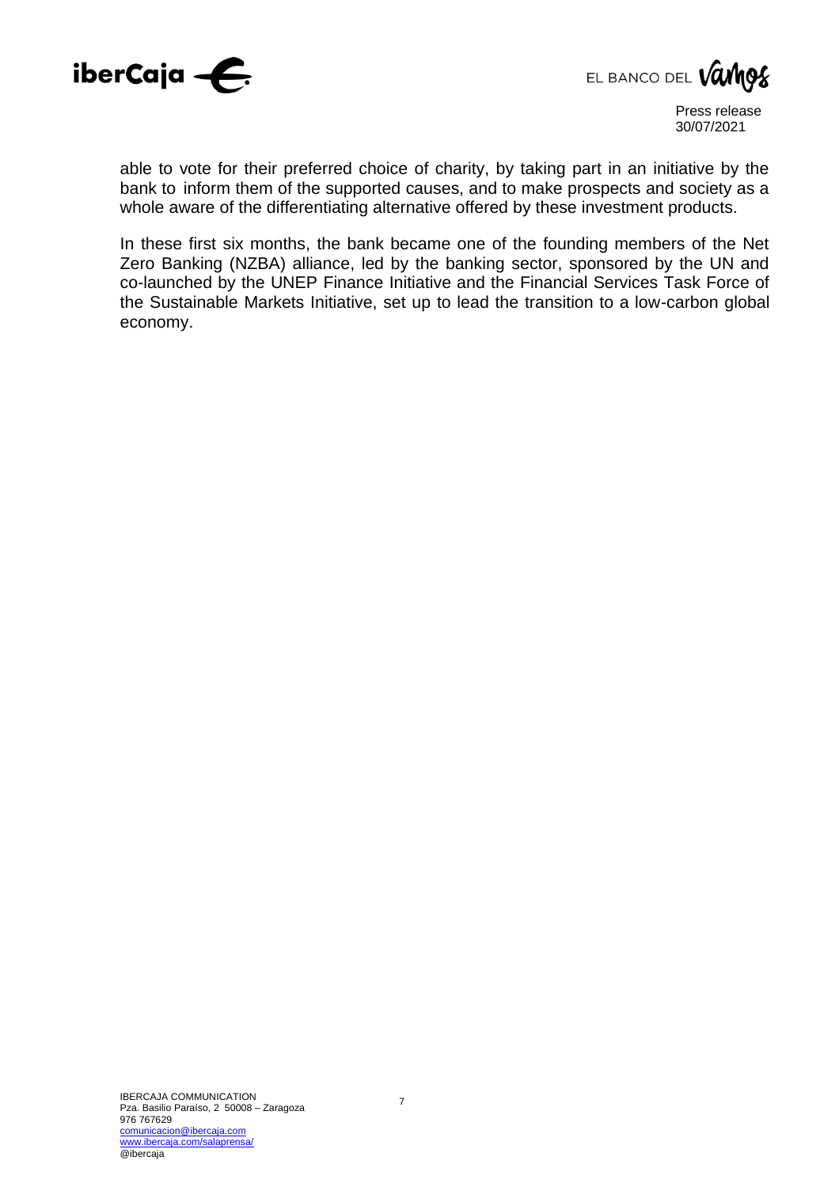able to vote for their preferred choice of charity, by taking part in an initiative by the bank to inform them of the supported causes, and to make prospects and society as a whole aware of the differentiating alternative offered by these investment products.

In these first six months, the bank became one of the founding members of the Net Zero Banking (NZBA) alliance, led by the banking sector, sponsored by the UN and co-launched by the UNEP Finance Initiative and the Financial Services Task Force of the Sustainable Markets Initiative, set up to lead the transition to a low-carbon global economy.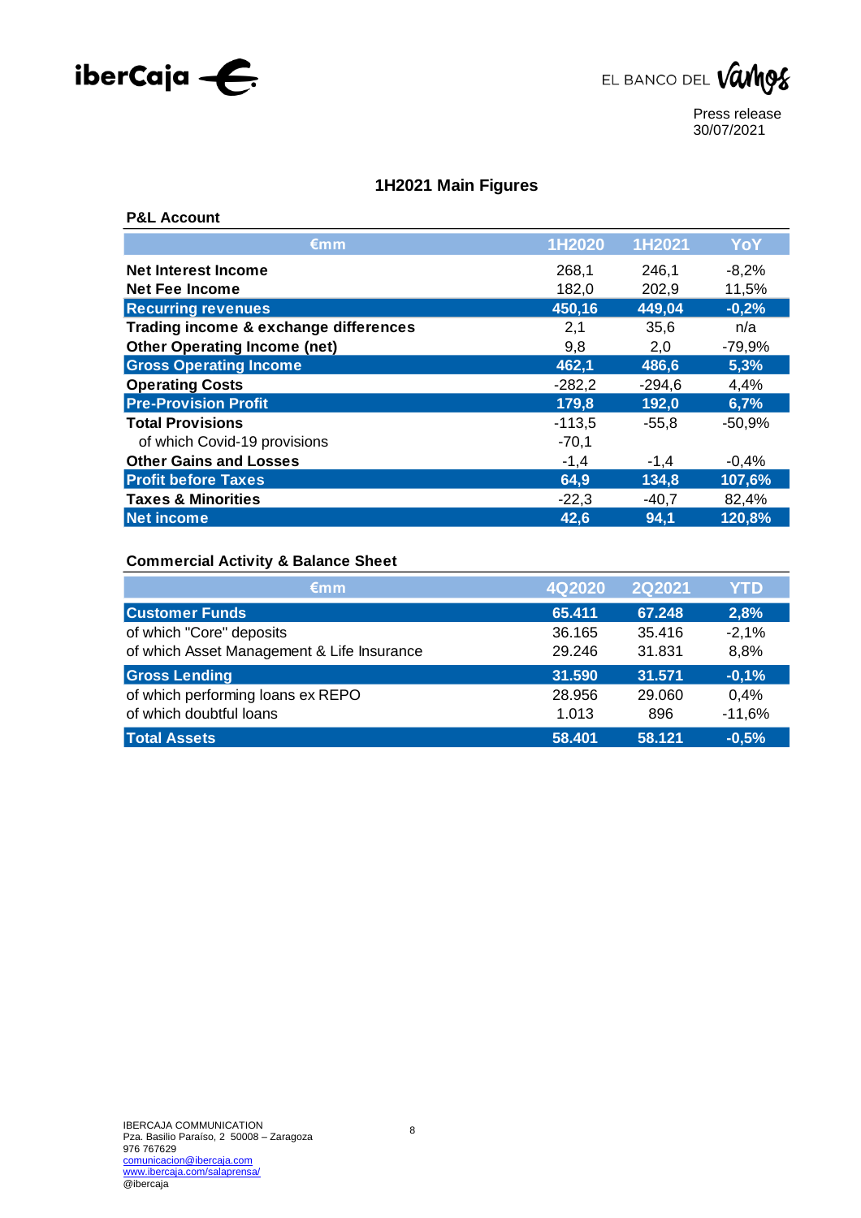iberCaja

EL BANCO DEL Vamos

Press release
30/07/2021

## 1H2021 Main Figures

**P&L Account**

| €mm | 1H2020 | 1H2021 | YoY |
|---|---|---|---|
| **Net Interest Income** | 268,1 | 246,1 | -8,2% |
| **Net Fee Income** | 182,0 | 202,9 | 11,5% |
| **Recurring revenues** | **450,16** | **449,04** | **-0,2%** |
| **Trading income & exchange differences** | 2,1 | 35,6 | n/a |
| **Other Operating Income (net)** | 9,8 | 2,0 | -79,9% |
| **Gross Operating Income** | **462,1** | **486,6** | **5,3%** |
| **Operating Costs** | -282,2 | -294,6 | 4,4% |
| **Pre-Provision Profit** | **179,8** | **192,0** | **6,7%** |
| **Total Provisions** | -113,5 | -55,8 | -50,9% |
| of which Covid-19 provisions | -70,1 | | |
| **Other Gains and Losses** | -1,4 | -1,4 | -0,4% |
| **Profit before Taxes** | **64,9** | **134,8** | **107,6%** |
| **Taxes & Minorities** | -22,3 | -40,7 | 82,4% |
| **Net income** | **42,6** | **94,1** | **120,8%** |

**Commercial Activity & Balance Sheet**

| €mm | 4Q2020 | 2Q2021 | YTD |
|---|---|---|---|
| **Customer Funds** | **65.411** | **67.248** | **2,8%** |
| of which "Core" deposits | 36.165 | 35.416 | -2,1% |
| of which Asset Management & Life Insurance | 29.246 | 31.831 | 8,8% |
| **Gross Lending** | **31.590** | **31.571** | **-0,1%** |
| of which performing loans ex REPO | 28.956 | 29.060 | 0,4% |
| of which doubtful loans | 1.013 | 896 | -11,6% |
| **Total Assets** | **58.401** | **58.121** | **-0,5%** |

IBERCAJA COMMUNICATION
Pza. Basilio Paraíso, 2 50008 – Zaragoza
976 767629
comunicacion@ibercaja.com
www.ibercaja.com/salaprensa/
@ibercaja